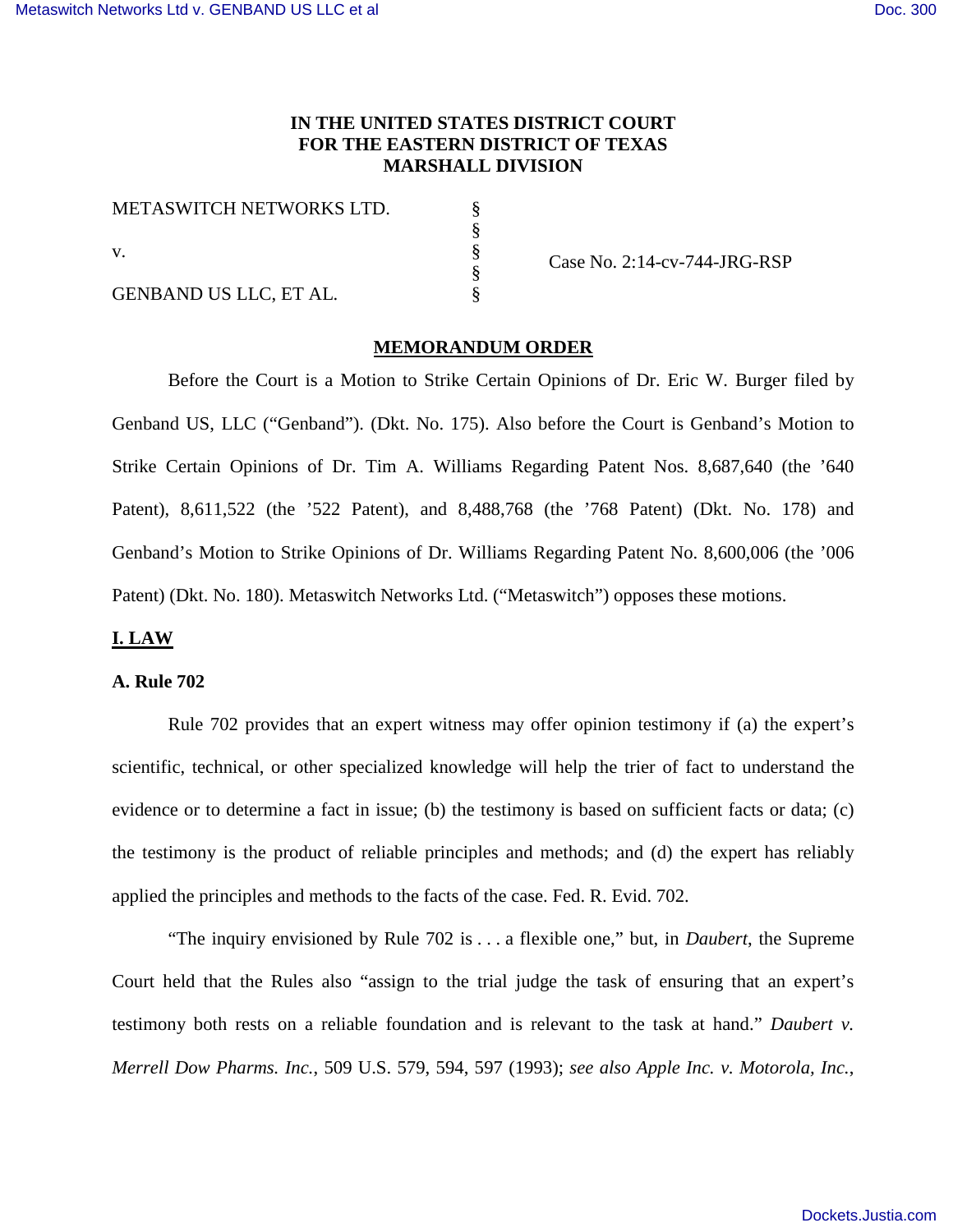# IN THE UNITED STATES DISTRICT COURT FOR THE EASTERN DISTRICT OF TEXAS MARSHALL DIVISION

| | | |
|---|---|---|
| METASWITCH NETWORKS LTD. | § | |
| | § | |
| v. | § | Case No. 2:14-cv-744-JRG-RSP |
| | § | |
| GENBAND US LLC, ET AL. | § | |

## MEMORANDUM ORDER

Before the Court is a Motion to Strike Certain Opinions of Dr. Eric W. Burger filed by Genband US, LLC ("Genband"). (Dkt. No. 175). Also before the Court is Genband's Motion to Strike Certain Opinions of Dr. Tim A. Williams Regarding Patent Nos. 8,687,640 (the '640 Patent), 8,611,522 (the '522 Patent), and 8,488,768 (the '768 Patent) (Dkt. No. 178) and Genband's Motion to Strike Opinions of Dr. Williams Regarding Patent No. 8,600,006 (the '006 Patent) (Dkt. No. 180). Metaswitch Networks Ltd. ("Metaswitch") opposes these motions.

## I. LAW

### A. Rule 702

Rule 702 provides that an expert witness may offer opinion testimony if (a) the expert's scientific, technical, or other specialized knowledge will help the trier of fact to understand the evidence or to determine a fact in issue; (b) the testimony is based on sufficient facts or data; (c) the testimony is the product of reliable principles and methods; and (d) the expert has reliably applied the principles and methods to the facts of the case. Fed. R. Evid. 702.

"The inquiry envisioned by Rule 702 is . . . a flexible one," but, in *Daubert*, the Supreme Court held that the Rules also "assign to the trial judge the task of ensuring that an expert's testimony both rests on a reliable foundation and is relevant to the task at hand." *Daubert v. Merrell Dow Pharms. Inc.*, 509 U.S. 579, 594, 597 (1993); *see also Apple Inc. v. Motorola, Inc.*,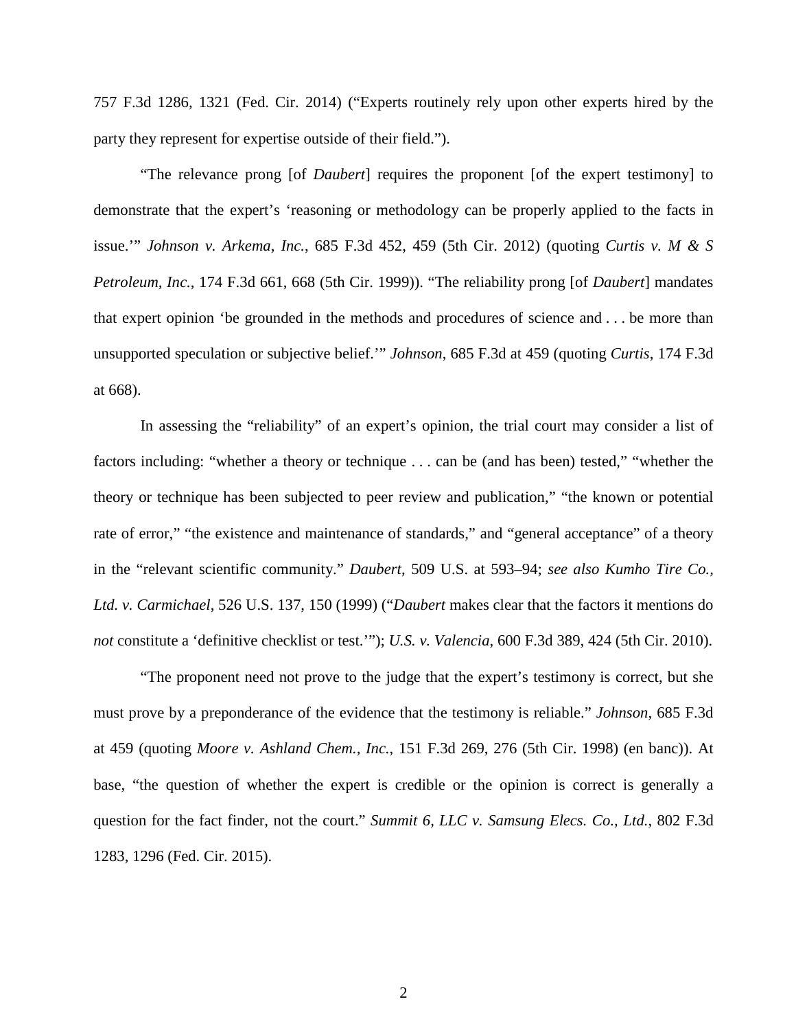757 F.3d 1286, 1321 (Fed. Cir. 2014) ("Experts routinely rely upon other experts hired by the party they represent for expertise outside of their field.").

"The relevance prong [of *Daubert*] requires the proponent [of the expert testimony] to demonstrate that the expert's 'reasoning or methodology can be properly applied to the facts in issue.'" *Johnson v. Arkema, Inc.*, 685 F.3d 452, 459 (5th Cir. 2012) (quoting *Curtis v. M & S Petroleum, Inc.*, 174 F.3d 661, 668 (5th Cir. 1999)). "The reliability prong [of *Daubert*] mandates that expert opinion 'be grounded in the methods and procedures of science and . . . be more than unsupported speculation or subjective belief.'" *Johnson*, 685 F.3d at 459 (quoting *Curtis*, 174 F.3d at 668).

In assessing the "reliability" of an expert's opinion, the trial court may consider a list of factors including: "whether a theory or technique . . . can be (and has been) tested," "whether the theory or technique has been subjected to peer review and publication," "the known or potential rate of error," "the existence and maintenance of standards," and "general acceptance" of a theory in the "relevant scientific community." *Daubert*, 509 U.S. at 593–94; *see also Kumho Tire Co., Ltd. v. Carmichael*, 526 U.S. 137, 150 (1999) ("*Daubert* makes clear that the factors it mentions do *not* constitute a 'definitive checklist or test.'"); *U.S. v. Valencia*, 600 F.3d 389, 424 (5th Cir. 2010).

"The proponent need not prove to the judge that the expert's testimony is correct, but she must prove by a preponderance of the evidence that the testimony is reliable." *Johnson*, 685 F.3d at 459 (quoting *Moore v. Ashland Chem., Inc.*, 151 F.3d 269, 276 (5th Cir. 1998) (en banc)). At base, "the question of whether the expert is credible or the opinion is correct is generally a question for the fact finder, not the court." *Summit 6, LLC v. Samsung Elecs. Co., Ltd.*, 802 F.3d 1283, 1296 (Fed. Cir. 2015).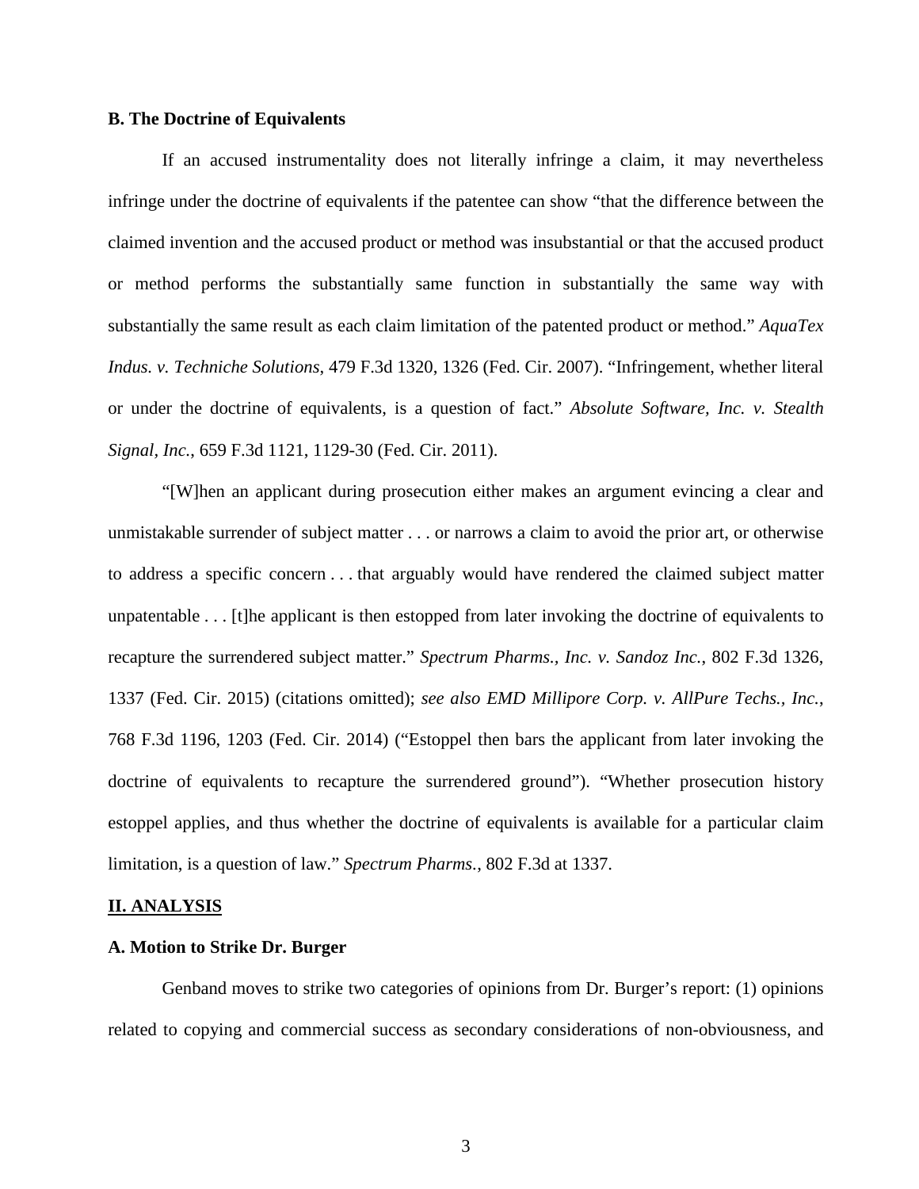**B. The Doctrine of Equivalents**

If an accused instrumentality does not literally infringe a claim, it may nevertheless infringe under the doctrine of equivalents if the patentee can show "that the difference between the claimed invention and the accused product or method was insubstantial or that the accused product or method performs the substantially same function in substantially the same way with substantially the same result as each claim limitation of the patented product or method." *AquaTex Indus. v. Techniche Solutions*, 479 F.3d 1320, 1326 (Fed. Cir. 2007). "Infringement, whether literal or under the doctrine of equivalents, is a question of fact." *Absolute Software, Inc. v. Stealth Signal, Inc.*, 659 F.3d 1121, 1129-30 (Fed. Cir. 2011).

"[W]hen an applicant during prosecution either makes an argument evincing a clear and unmistakable surrender of subject matter . . . or narrows a claim to avoid the prior art, or otherwise to address a specific concern . . . that arguably would have rendered the claimed subject matter unpatentable . . . [t]he applicant is then estopped from later invoking the doctrine of equivalents to recapture the surrendered subject matter." *Spectrum Pharms., Inc. v. Sandoz Inc.*, 802 F.3d 1326, 1337 (Fed. Cir. 2015) (citations omitted); *see also EMD Millipore Corp. v. AllPure Techs., Inc.*, 768 F.3d 1196, 1203 (Fed. Cir. 2014) ("Estoppel then bars the applicant from later invoking the doctrine of equivalents to recapture the surrendered ground"). "Whether prosecution history estoppel applies, and thus whether the doctrine of equivalents is available for a particular claim limitation, is a question of law." *Spectrum Pharms.*, 802 F.3d at 1337.

## II. ANALYSIS

**A. Motion to Strike Dr. Burger**

Genband moves to strike two categories of opinions from Dr. Burger's report: (1) opinions related to copying and commercial success as secondary considerations of non-obviousness, and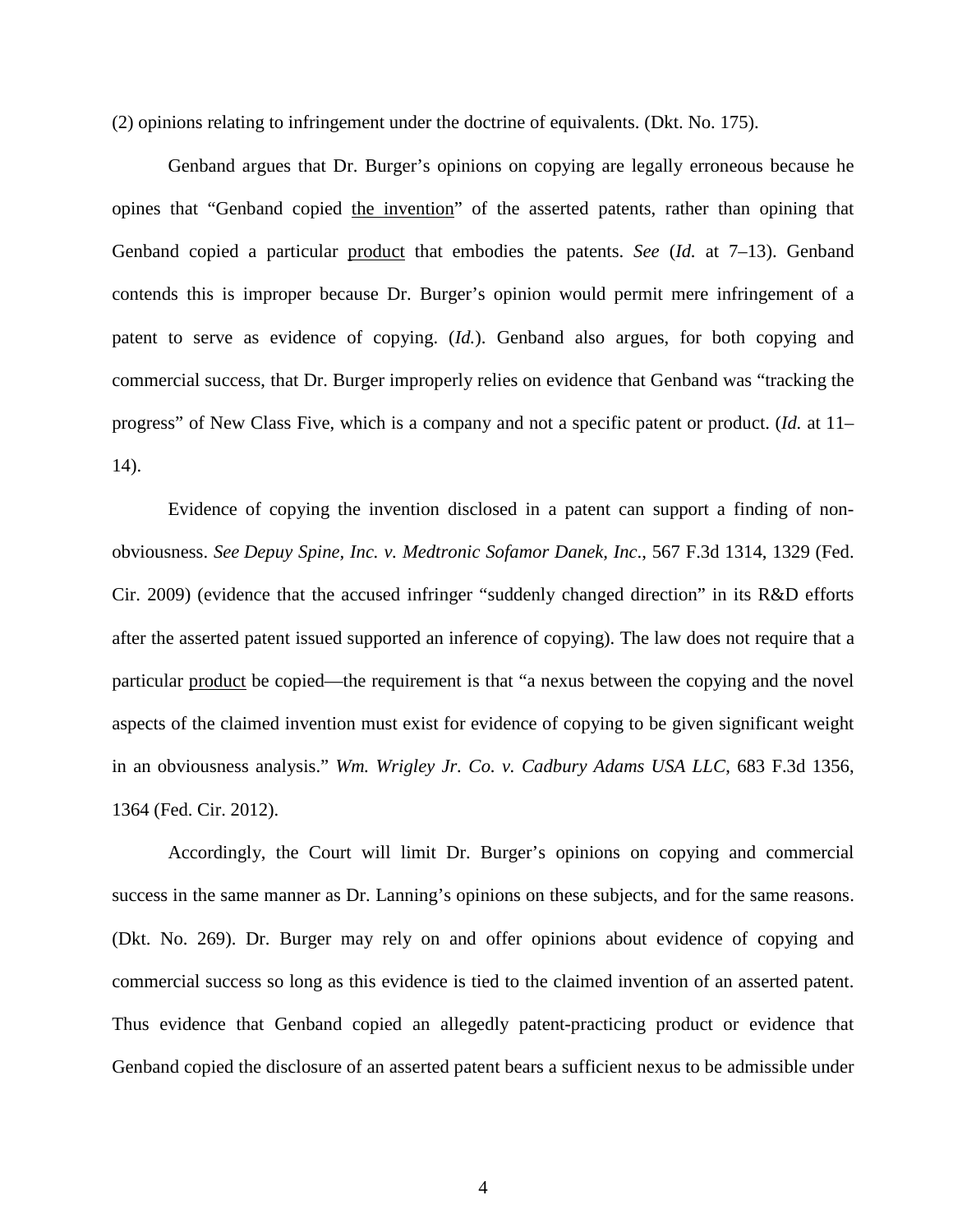(2) opinions relating to infringement under the doctrine of equivalents. (Dkt. No. 175).

Genband argues that Dr. Burger's opinions on copying are legally erroneous because he opines that "Genband copied <u>the invention</u>" of the asserted patents, rather than opining that Genband copied a particular <u>product</u> that embodies the patents. *See* (*Id.* at 7–13). Genband contends this is improper because Dr. Burger's opinion would permit mere infringement of a patent to serve as evidence of copying. (*Id.*). Genband also argues, for both copying and commercial success, that Dr. Burger improperly relies on evidence that Genband was "tracking the progress" of New Class Five, which is a company and not a specific patent or product. (*Id.* at 11–14).

Evidence of copying the invention disclosed in a patent can support a finding of non-obviousness. *See Depuy Spine, Inc. v. Medtronic Sofamor Danek, Inc.*, 567 F.3d 1314, 1329 (Fed. Cir. 2009) (evidence that the accused infringer "suddenly changed direction" in its R&D efforts after the asserted patent issued supported an inference of copying). The law does not require that a particular <u>product</u> be copied—the requirement is that "a nexus between the copying and the novel aspects of the claimed invention must exist for evidence of copying to be given significant weight in an obviousness analysis." *Wm. Wrigley Jr. Co. v. Cadbury Adams USA LLC*, 683 F.3d 1356, 1364 (Fed. Cir. 2012).

Accordingly, the Court will limit Dr. Burger's opinions on copying and commercial success in the same manner as Dr. Lanning's opinions on these subjects, and for the same reasons. (Dkt. No. 269). Dr. Burger may rely on and offer opinions about evidence of copying and commercial success so long as this evidence is tied to the claimed invention of an asserted patent. Thus evidence that Genband copied an allegedly patent-practicing product or evidence that Genband copied the disclosure of an asserted patent bears a sufficient nexus to be admissible under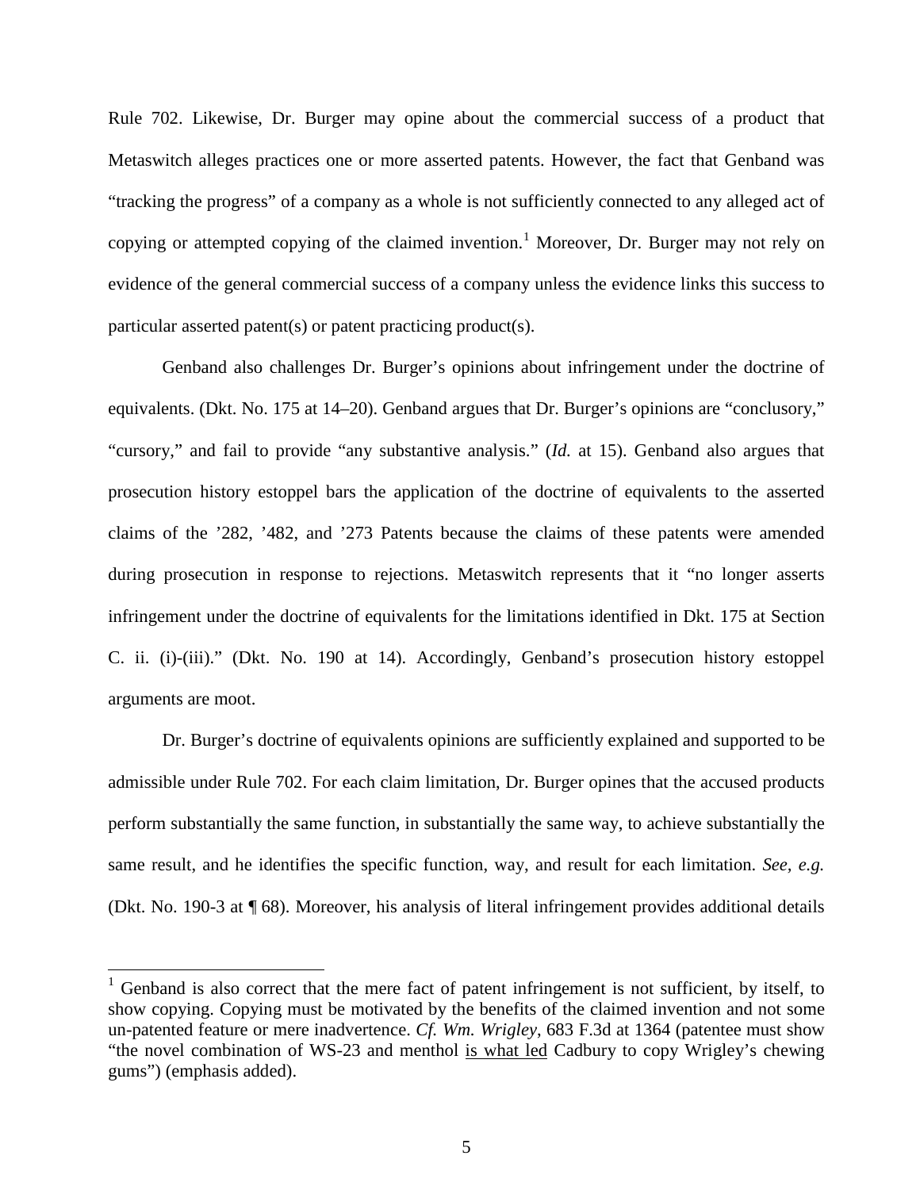Rule 702. Likewise, Dr. Burger may opine about the commercial success of a product that Metaswitch alleges practices one or more asserted patents. However, the fact that Genband was "tracking the progress" of a company as a whole is not sufficiently connected to any alleged act of copying or attempted copying of the claimed invention.[1] Moreover, Dr. Burger may not rely on evidence of the general commercial success of a company unless the evidence links this success to particular asserted patent(s) or patent practicing product(s).

Genband also challenges Dr. Burger's opinions about infringement under the doctrine of equivalents. (Dkt. No. 175 at 14–20). Genband argues that Dr. Burger's opinions are "conclusory," "cursory," and fail to provide "any substantive analysis." (*Id.* at 15). Genband also argues that prosecution history estoppel bars the application of the doctrine of equivalents to the asserted claims of the '282, '482, and '273 Patents because the claims of these patents were amended during prosecution in response to rejections. Metaswitch represents that it "no longer asserts infringement under the doctrine of equivalents for the limitations identified in Dkt. 175 at Section C. ii. (i)-(iii)." (Dkt. No. 190 at 14). Accordingly, Genband's prosecution history estoppel arguments are moot.

Dr. Burger's doctrine of equivalents opinions are sufficiently explained and supported to be admissible under Rule 702. For each claim limitation, Dr. Burger opines that the accused products perform substantially the same function, in substantially the same way, to achieve substantially the same result, and he identifies the specific function, way, and result for each limitation. *See, e.g.* (Dkt. No. 190-3 at ¶ 68). Moreover, his analysis of literal infringement provides additional details

[1] Genband is also correct that the mere fact of patent infringement is not sufficient, by itself, to show copying. Copying must be motivated by the benefits of the claimed invention and not some un-patented feature or mere inadvertence. *Cf. Wm. Wrigley*, 683 F.3d at 1364 (patentee must show "the novel combination of WS-23 and menthol <u>is what led</u> Cadbury to copy Wrigley's chewing gums") (emphasis added).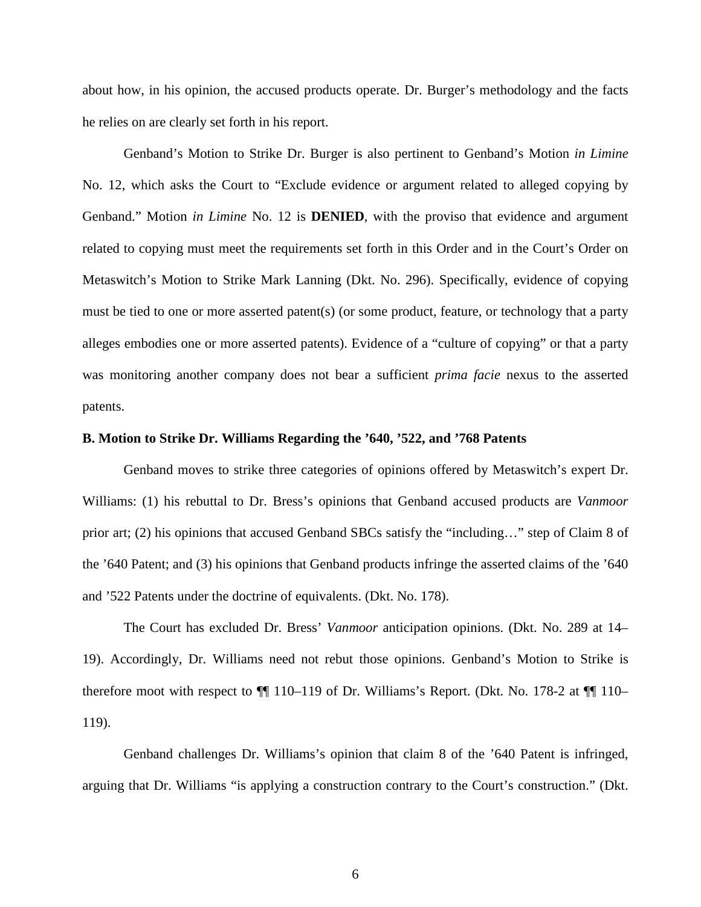about how, in his opinion, the accused products operate. Dr. Burger's methodology and the facts he relies on are clearly set forth in his report.

Genband's Motion to Strike Dr. Burger is also pertinent to Genband's Motion *in Limine* No. 12, which asks the Court to "Exclude evidence or argument related to alleged copying by Genband." Motion *in Limine* No. 12 is **DENIED**, with the proviso that evidence and argument related to copying must meet the requirements set forth in this Order and in the Court's Order on Metaswitch's Motion to Strike Mark Lanning (Dkt. No. 296). Specifically, evidence of copying must be tied to one or more asserted patent(s) (or some product, feature, or technology that a party alleges embodies one or more asserted patents). Evidence of a "culture of copying" or that a party was monitoring another company does not bear a sufficient *prima facie* nexus to the asserted patents.

**B. Motion to Strike Dr. Williams Regarding the '640, '522, and '768 Patents**

Genband moves to strike three categories of opinions offered by Metaswitch's expert Dr. Williams: (1) his rebuttal to Dr. Bress's opinions that Genband accused products are *Vanmoor* prior art; (2) his opinions that accused Genband SBCs satisfy the "including…" step of Claim 8 of the '640 Patent; and (3) his opinions that Genband products infringe the asserted claims of the '640 and '522 Patents under the doctrine of equivalents. (Dkt. No. 178).

The Court has excluded Dr. Bress' *Vanmoor* anticipation opinions. (Dkt. No. 289 at 14–19). Accordingly, Dr. Williams need not rebut those opinions. Genband's Motion to Strike is therefore moot with respect to ¶¶ 110–119 of Dr. Williams's Report. (Dkt. No. 178-2 at ¶¶ 110–119).

Genband challenges Dr. Williams's opinion that claim 8 of the '640 Patent is infringed, arguing that Dr. Williams "is applying a construction contrary to the Court's construction." (Dkt.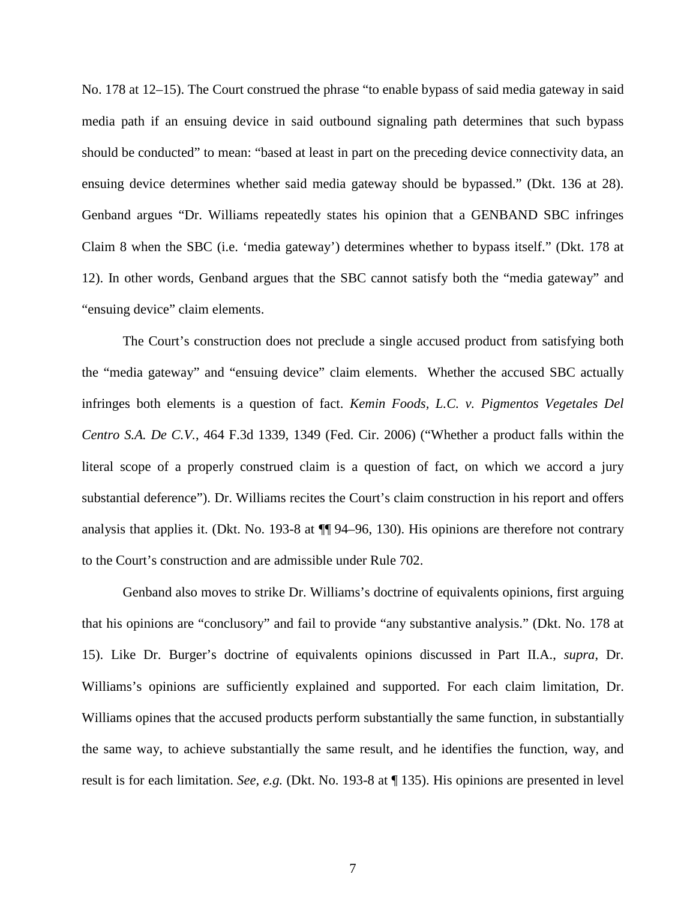No. 178 at 12–15). The Court construed the phrase "to enable bypass of said media gateway in said media path if an ensuing device in said outbound signaling path determines that such bypass should be conducted" to mean: "based at least in part on the preceding device connectivity data, an ensuing device determines whether said media gateway should be bypassed." (Dkt. 136 at 28). Genband argues "Dr. Williams repeatedly states his opinion that a GENBAND SBC infringes Claim 8 when the SBC (i.e. 'media gateway') determines whether to bypass itself." (Dkt. 178 at 12). In other words, Genband argues that the SBC cannot satisfy both the "media gateway" and "ensuing device" claim elements.

The Court's construction does not preclude a single accused product from satisfying both the "media gateway" and "ensuing device" claim elements. Whether the accused SBC actually infringes both elements is a question of fact. *Kemin Foods, L.C. v. Pigmentos Vegetales Del Centro S.A. De C.V.*, 464 F.3d 1339, 1349 (Fed. Cir. 2006) ("Whether a product falls within the literal scope of a properly construed claim is a question of fact, on which we accord a jury substantial deference"). Dr. Williams recites the Court's claim construction in his report and offers analysis that applies it. (Dkt. No. 193-8 at ¶¶ 94–96, 130). His opinions are therefore not contrary to the Court's construction and are admissible under Rule 702.

Genband also moves to strike Dr. Williams's doctrine of equivalents opinions, first arguing that his opinions are "conclusory" and fail to provide "any substantive analysis." (Dkt. No. 178 at 15). Like Dr. Burger's doctrine of equivalents opinions discussed in Part II.A., *supra*, Dr. Williams's opinions are sufficiently explained and supported. For each claim limitation, Dr. Williams opines that the accused products perform substantially the same function, in substantially the same way, to achieve substantially the same result, and he identifies the function, way, and result is for each limitation. *See, e.g.* (Dkt. No. 193-8 at ¶ 135). His opinions are presented in level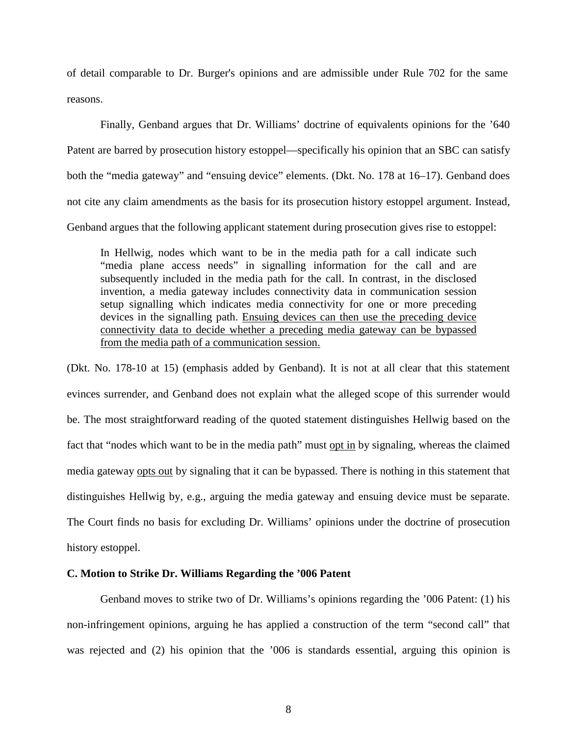of detail comparable to Dr. Burger's opinions and are admissible under Rule 702 for the same reasons.

Finally, Genband argues that Dr. Williams' doctrine of equivalents opinions for the '640 Patent are barred by prosecution history estoppel—specifically his opinion that an SBC can satisfy both the "media gateway" and "ensuing device" elements. (Dkt. No. 178 at 16–17). Genband does not cite any claim amendments as the basis for its prosecution history estoppel argument. Instead, Genband argues that the following applicant statement during prosecution gives rise to estoppel:

> In Hellwig, nodes which want to be in the media path for a call indicate such "media plane access needs" in signalling information for the call and are subsequently included in the media path for the call. In contrast, in the disclosed invention, a media gateway includes connectivity data in communication session setup signalling which indicates media connectivity for one or more preceding devices in the signalling path. <u>Ensuing devices can then use the preceding device connectivity data to decide whether a preceding media gateway can be bypassed from the media path of a communication session.</u>

(Dkt. No. 178-10 at 15) (emphasis added by Genband). It is not at all clear that this statement evinces surrender, and Genband does not explain what the alleged scope of this surrender would be. The most straightforward reading of the quoted statement distinguishes Hellwig based on the fact that "nodes which want to be in the media path" must <u>opt in</u> by signaling, whereas the claimed media gateway <u>opts out</u> by signaling that it can be bypassed. There is nothing in this statement that distinguishes Hellwig by, e.g., arguing the media gateway and ensuing device must be separate. The Court finds no basis for excluding Dr. Williams' opinions under the doctrine of prosecution history estoppel.

**C. Motion to Strike Dr. Williams Regarding the '006 Patent**

Genband moves to strike two of Dr. Williams's opinions regarding the '006 Patent: (1) his non-infringement opinions, arguing he has applied a construction of the term "second call" that was rejected and (2) his opinion that the '006 is standards essential, arguing this opinion is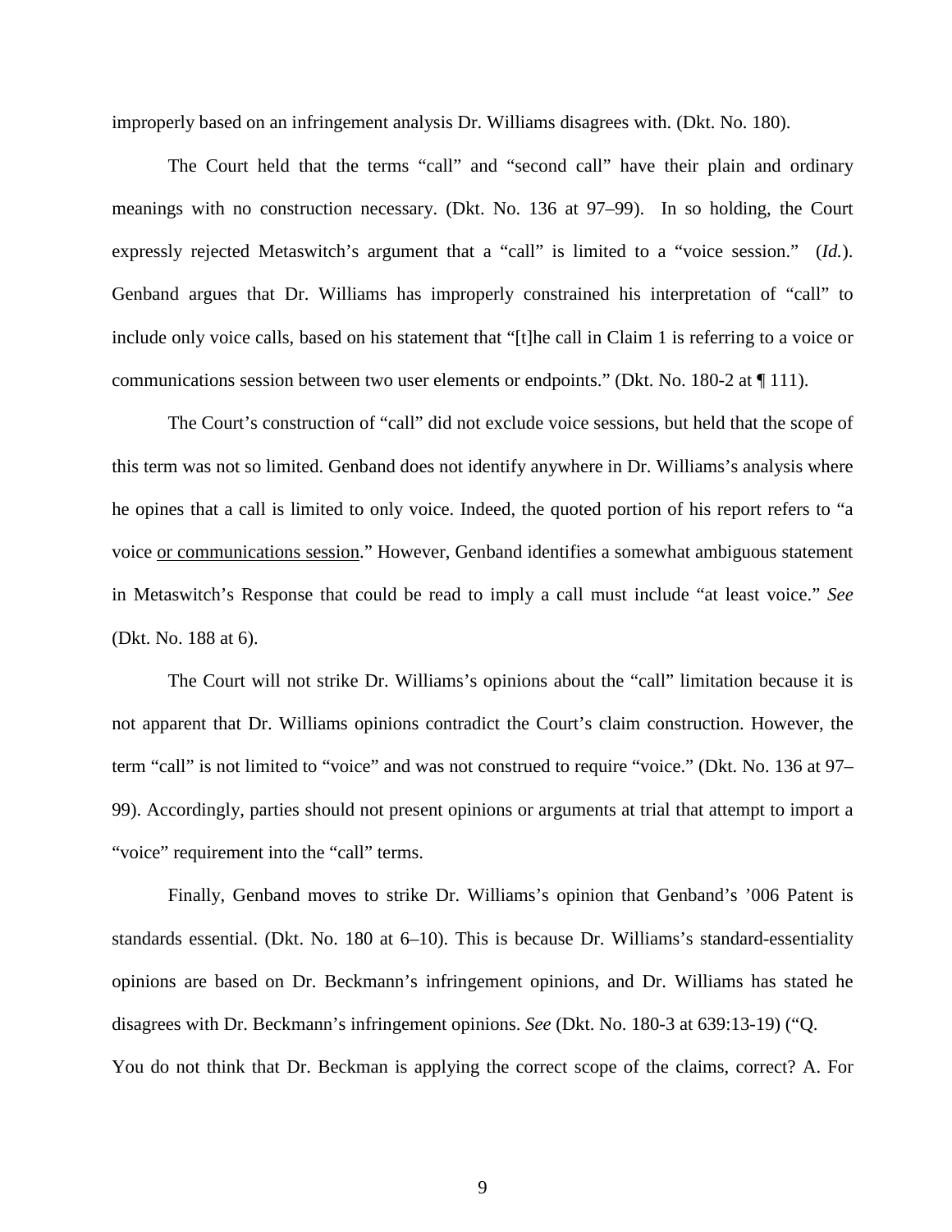improperly based on an infringement analysis Dr. Williams disagrees with. (Dkt. No. 180).

The Court held that the terms "call" and "second call" have their plain and ordinary meanings with no construction necessary. (Dkt. No. 136 at 97–99). In so holding, the Court expressly rejected Metaswitch's argument that a "call" is limited to a "voice session." (*Id.*). Genband argues that Dr. Williams has improperly constrained his interpretation of "call" to include only voice calls, based on his statement that "[t]he call in Claim 1 is referring to a voice or communications session between two user elements or endpoints." (Dkt. No. 180-2 at ¶ 111).

The Court's construction of "call" did not exclude voice sessions, but held that the scope of this term was not so limited. Genband does not identify anywhere in Dr. Williams's analysis where he opines that a call is limited to only voice. Indeed, the quoted portion of his report refers to "a voice <u>or communications session</u>." However, Genband identifies a somewhat ambiguous statement in Metaswitch's Response that could be read to imply a call must include "at least voice." *See* (Dkt. No. 188 at 6).

The Court will not strike Dr. Williams's opinions about the "call" limitation because it is not apparent that Dr. Williams opinions contradict the Court's claim construction. However, the term "call" is not limited to "voice" and was not construed to require "voice." (Dkt. No. 136 at 97–99). Accordingly, parties should not present opinions or arguments at trial that attempt to import a "voice" requirement into the "call" terms.

Finally, Genband moves to strike Dr. Williams's opinion that Genband's '006 Patent is standards essential. (Dkt. No. 180 at 6–10). This is because Dr. Williams's standard-essentiality opinions are based on Dr. Beckmann's infringement opinions, and Dr. Williams has stated he disagrees with Dr. Beckmann's infringement opinions. *See* (Dkt. No. 180-3 at 639:13-19) ("Q. You do not think that Dr. Beckman is applying the correct scope of the claims, correct? A. For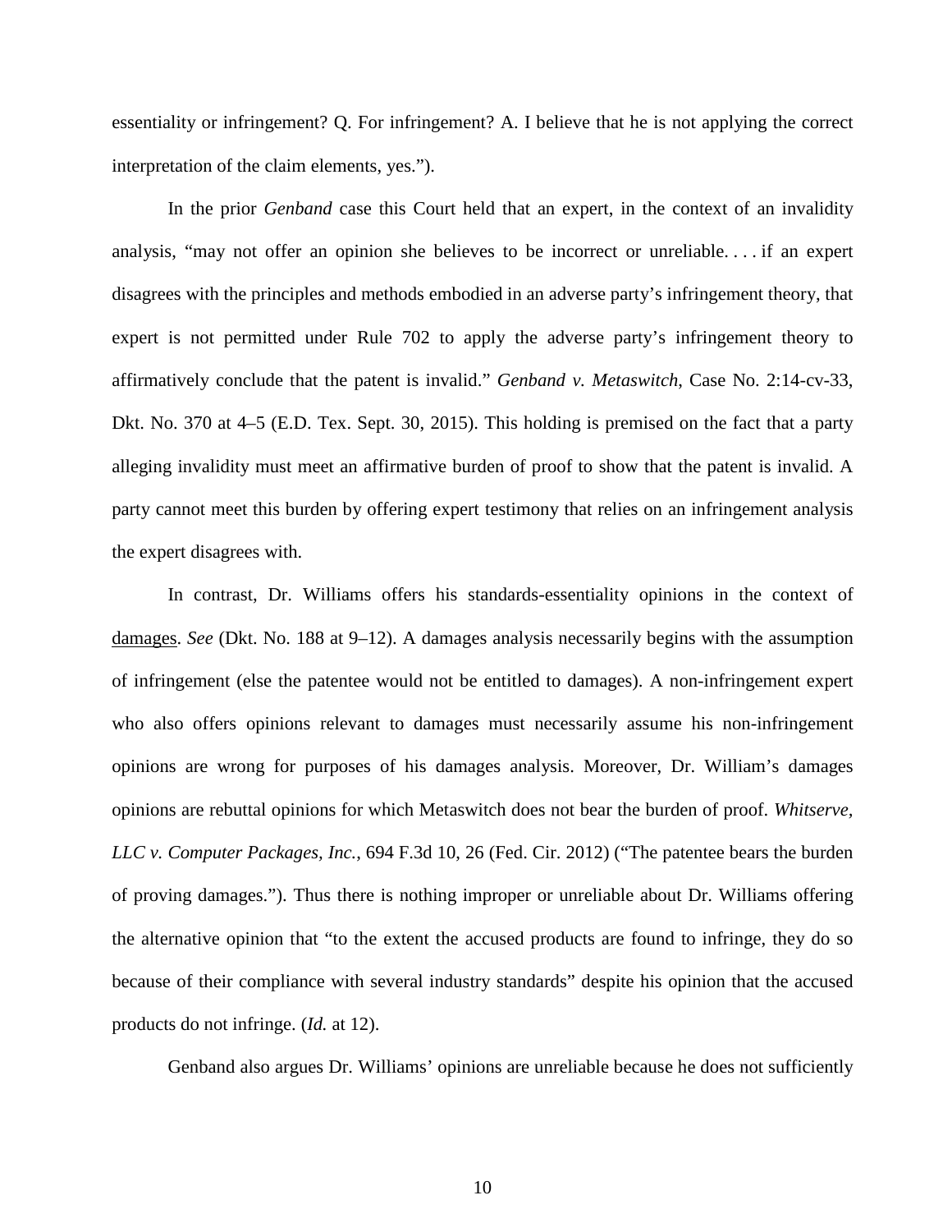essentiality or infringement? Q. For infringement? A. I believe that he is not applying the correct interpretation of the claim elements, yes.").

In the prior *Genband* case this Court held that an expert, in the context of an invalidity analysis, "may not offer an opinion she believes to be incorrect or unreliable. . . . if an expert disagrees with the principles and methods embodied in an adverse party's infringement theory, that expert is not permitted under Rule 702 to apply the adverse party's infringement theory to affirmatively conclude that the patent is invalid." *Genband v. Metaswitch*, Case No. 2:14-cv-33, Dkt. No. 370 at 4–5 (E.D. Tex. Sept. 30, 2015). This holding is premised on the fact that a party alleging invalidity must meet an affirmative burden of proof to show that the patent is invalid. A party cannot meet this burden by offering expert testimony that relies on an infringement analysis the expert disagrees with.

In contrast, Dr. Williams offers his standards-essentiality opinions in the context of <u>damages</u>. *See* (Dkt. No. 188 at 9–12). A damages analysis necessarily begins with the assumption of infringement (else the patentee would not be entitled to damages). A non-infringement expert who also offers opinions relevant to damages must necessarily assume his non-infringement opinions are wrong for purposes of his damages analysis. Moreover, Dr. William's damages opinions are rebuttal opinions for which Metaswitch does not bear the burden of proof. *Whitserve, LLC v. Computer Packages, Inc.*, 694 F.3d 10, 26 (Fed. Cir. 2012) ("The patentee bears the burden of proving damages."). Thus there is nothing improper or unreliable about Dr. Williams offering the alternative opinion that "to the extent the accused products are found to infringe, they do so because of their compliance with several industry standards" despite his opinion that the accused products do not infringe. (*Id.* at 12).

Genband also argues Dr. Williams' opinions are unreliable because he does not sufficiently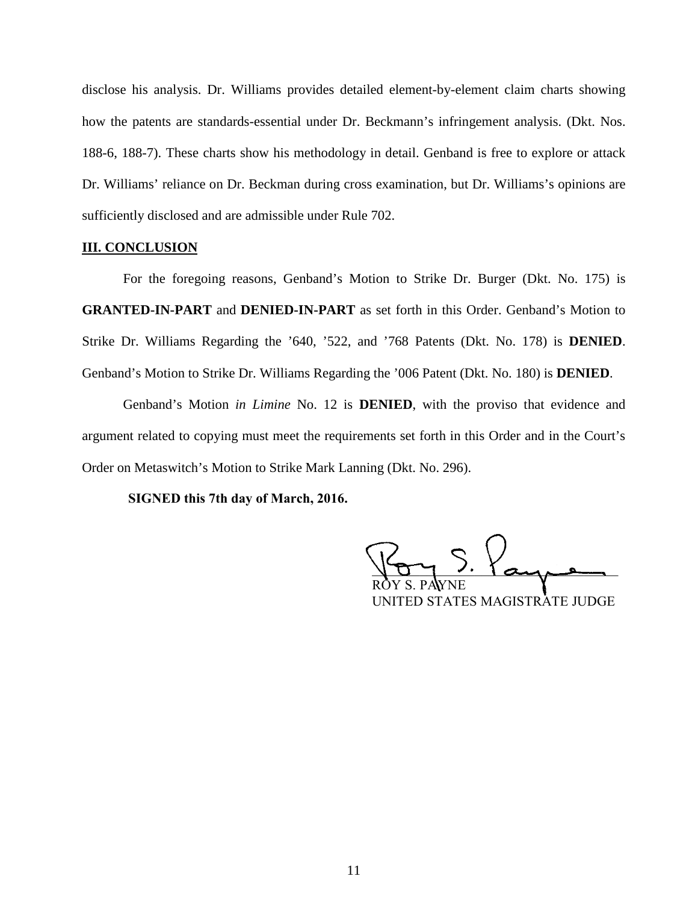disclose his analysis. Dr. Williams provides detailed element-by-element claim charts showing how the patents are standards-essential under Dr. Beckmann's infringement analysis. (Dkt. Nos. 188-6, 188-7). These charts show his methodology in detail. Genband is free to explore or attack Dr. Williams' reliance on Dr. Beckman during cross examination, but Dr. Williams's opinions are sufficiently disclosed and are admissible under Rule 702.

## III. CONCLUSION

For the foregoing reasons, Genband's Motion to Strike Dr. Burger (Dkt. No. 175) is **GRANTED-IN-PART** and **DENIED-IN-PART** as set forth in this Order. Genband's Motion to Strike Dr. Williams Regarding the '640, '522, and '768 Patents (Dkt. No. 178) is **DENIED**. Genband's Motion to Strike Dr. Williams Regarding the '006 Patent (Dkt. No. 180) is **DENIED**.

Genband's Motion *in Limine* No. 12 is **DENIED**, with the proviso that evidence and argument related to copying must meet the requirements set forth in this Order and in the Court's Order on Metaswitch's Motion to Strike Mark Lanning (Dkt. No. 296).

**SIGNED this 7th day of March, 2016.**

ROY S. PAYNE
UNITED STATES MAGISTRATE JUDGE